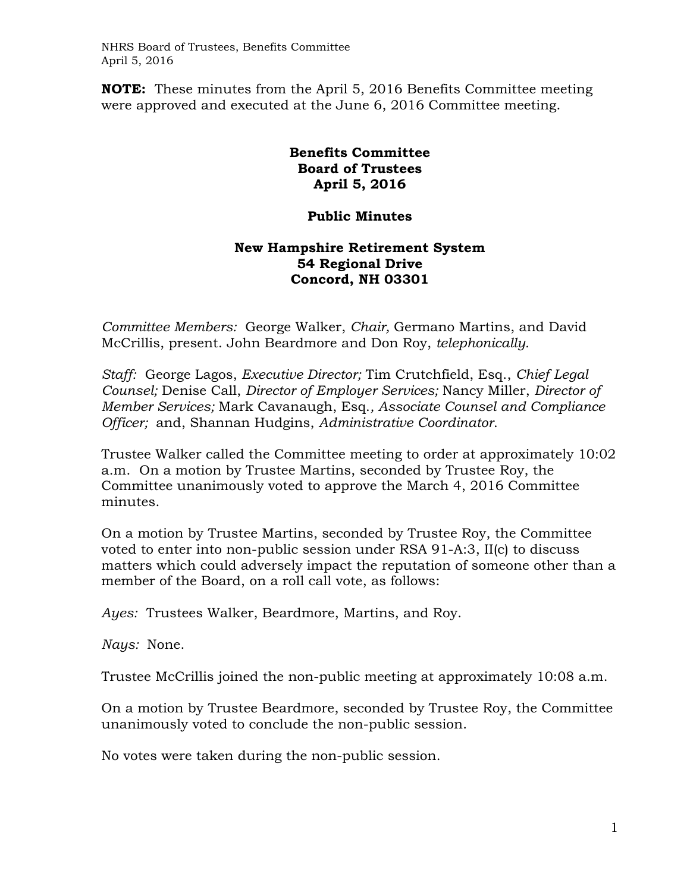**NOTE:** These minutes from the April 5, 2016 Benefits Committee meeting were approved and executed at the June 6, 2016 Committee meeting.

# Benefits Committee
# Board of Trustees
# April 5, 2016

## Public Minutes

### New Hampshire Retirement System
### 54 Regional Drive
### Concord, NH 03301

*Committee Members:* George Walker, *Chair,* Germano Martins, and David McCrillis, present. John Beardmore and Don Roy, *telephonically.*

*Staff:* George Lagos, *Executive Director;* Tim Crutchfield, Esq., *Chief Legal Counsel;* Denise Call, *Director of Employer Services;* Nancy Miller, *Director of Member Services;* Mark Cavanaugh, Esq.*, Associate Counsel and Compliance Officer;* and, Shannan Hudgins, *Administrative Coordinator*.

Trustee Walker called the Committee meeting to order at approximately 10:02 a.m. On a motion by Trustee Martins, seconded by Trustee Roy, the Committee unanimously voted to approve the March 4, 2016 Committee minutes.

On a motion by Trustee Martins, seconded by Trustee Roy, the Committee voted to enter into non-public session under RSA 91-A:3, II(c) to discuss matters which could adversely impact the reputation of someone other than a member of the Board, on a roll call vote, as follows:

*Ayes:* Trustees Walker, Beardmore, Martins, and Roy.

*Nays:* None.

Trustee McCrillis joined the non-public meeting at approximately 10:08 a.m.

On a motion by Trustee Beardmore, seconded by Trustee Roy, the Committee unanimously voted to conclude the non-public session.

No votes were taken during the non-public session.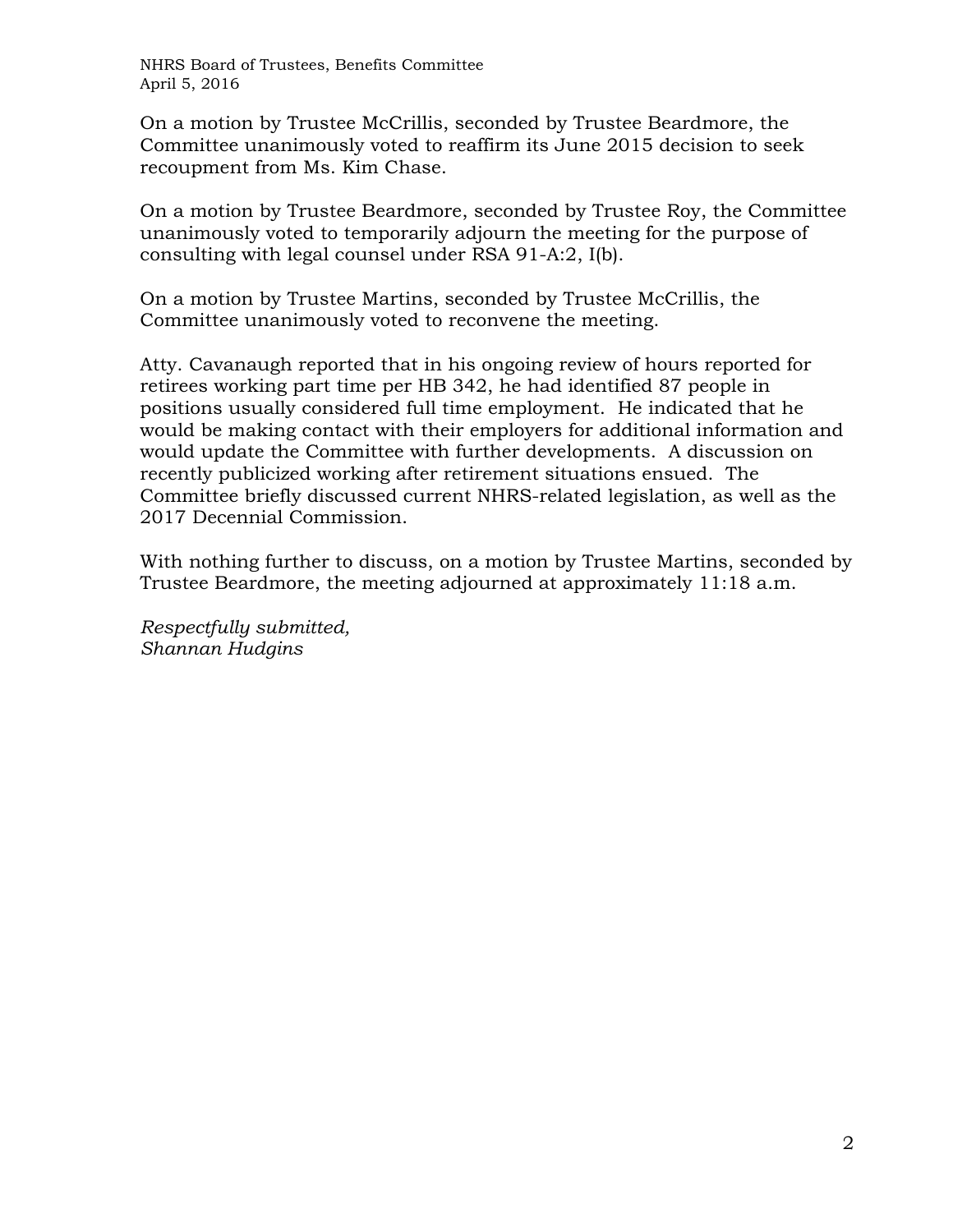On a motion by Trustee McCrillis, seconded by Trustee Beardmore, the Committee unanimously voted to reaffirm its June 2015 decision to seek recoupment from Ms. Kim Chase.

On a motion by Trustee Beardmore, seconded by Trustee Roy, the Committee unanimously voted to temporarily adjourn the meeting for the purpose of consulting with legal counsel under RSA 91-A:2, I(b).

On a motion by Trustee Martins, seconded by Trustee McCrillis, the Committee unanimously voted to reconvene the meeting.

Atty. Cavanaugh reported that in his ongoing review of hours reported for retirees working part time per HB 342, he had identified 87 people in positions usually considered full time employment. He indicated that he would be making contact with their employers for additional information and would update the Committee with further developments. A discussion on recently publicized working after retirement situations ensued. The Committee briefly discussed current NHRS-related legislation, as well as the 2017 Decennial Commission.

With nothing further to discuss, on a motion by Trustee Martins, seconded by Trustee Beardmore, the meeting adjourned at approximately 11:18 a.m.

*Respectfully submitted,*
*Shannan Hudgins*